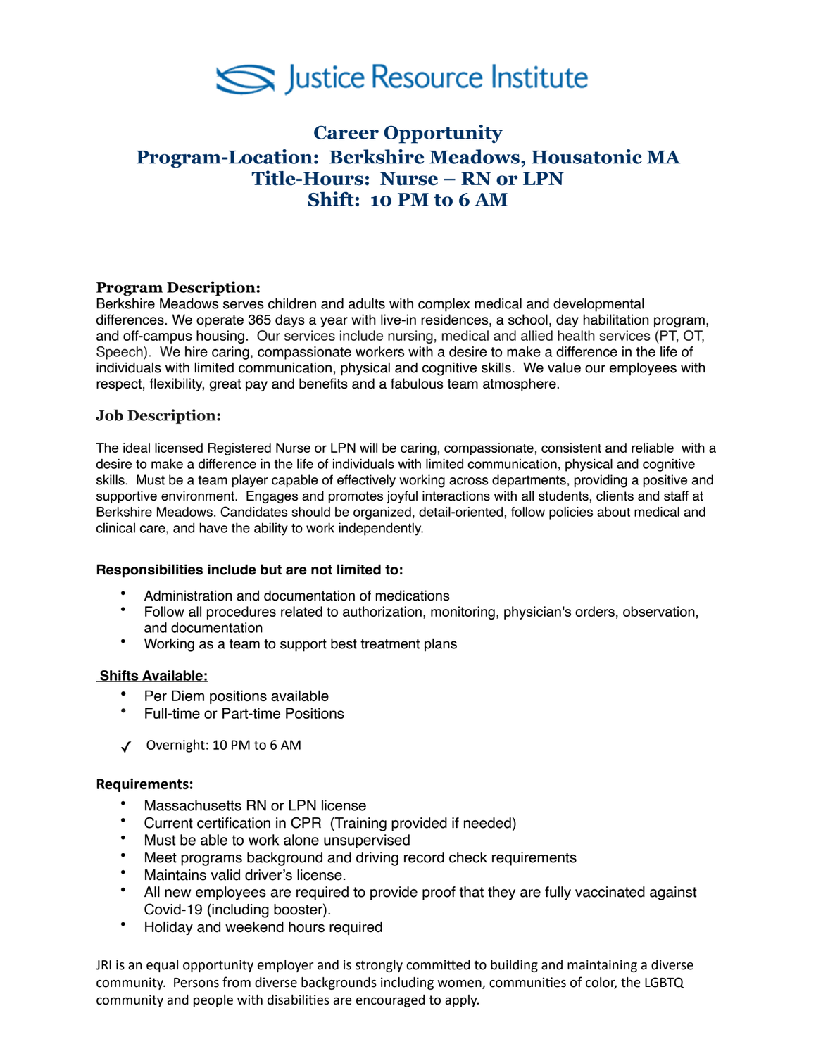# Justice Resource Institute

## Career Opportunity
## Program-Location: Berkshire Meadows, Housatonic MA
## Title-Hours: Nurse – RN or LPN
## Shift: 10 PM to 6 AM

### Program Description:

Berkshire Meadows serves children and adults with complex medical and developmental differences. We operate 365 days a year with live-in residences, a school, day habilitation program, and off-campus housing. Our services include nursing, medical and allied health services (PT, OT, Speech). We hire caring, compassionate workers with a desire to make a difference in the life of individuals with limited communication, physical and cognitive skills. We value our employees with respect, flexibility, great pay and benefits and a fabulous team atmosphere.

### Job Description:

The ideal licensed Registered Nurse or LPN will be caring, compassionate, consistent and reliable with a desire to make a difference in the life of individuals with limited communication, physical and cognitive skills. Must be a team player capable of effectively working across departments, providing a positive and supportive environment. Engages and promotes joyful interactions with all students, clients and staff at Berkshire Meadows. Candidates should be organized, detail-oriented, follow policies about medical and clinical care, and have the ability to work independently.

**Responsibilities include but are not limited to:**

- Administration and documentation of medications
- Follow all procedures related to authorization, monitoring, physician's orders, observation, and documentation
- Working as a team to support best treatment plans

**Shifts Available:**

- Per Diem positions available
- Full-time or Part-time Positions

✓ Overnight: 10 PM to 6 AM

**Requirements:**

- Massachusetts RN or LPN license
- Current certification in CPR (Training provided if needed)
- Must be able to work alone unsupervised
- Meet programs background and driving record check requirements
- Maintains valid driver's license.
- All new employees are required to provide proof that they are fully vaccinated against Covid-19 (including booster).
- Holiday and weekend hours required

JRI is an equal opportunity employer and is strongly committed to building and maintaining a diverse community. Persons from diverse backgrounds including women, communities of color, the LGBTQ community and people with disabilities are encouraged to apply.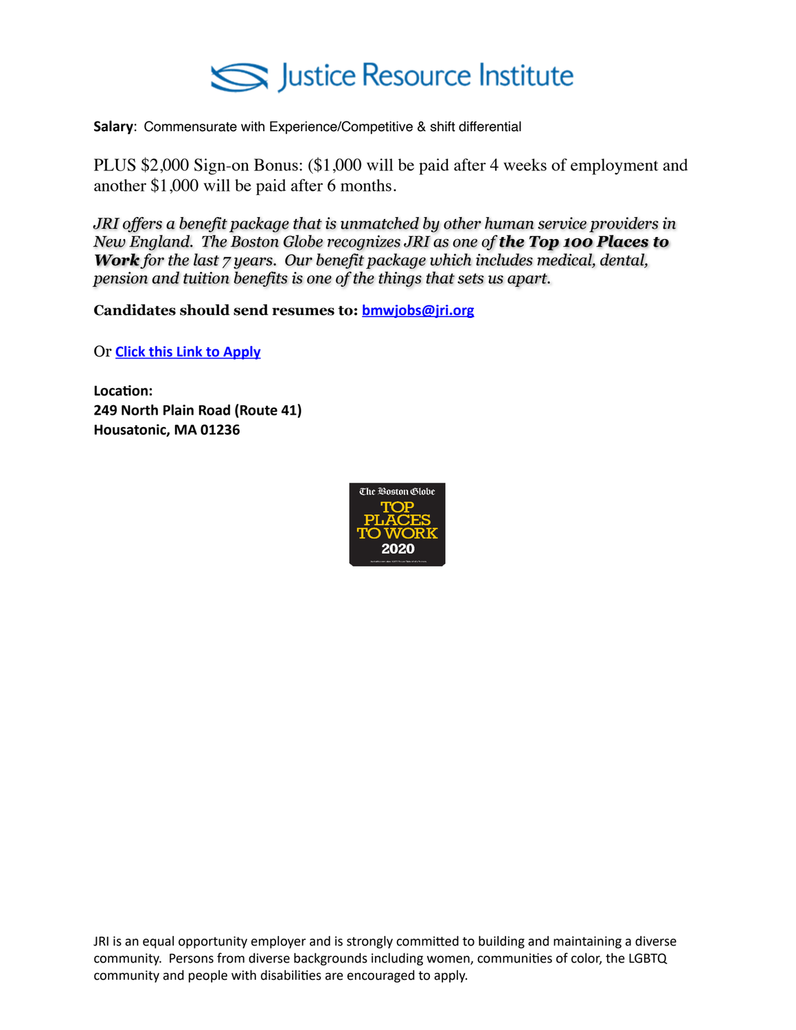Justice Resource Institute

**Salary**: Commensurate with Experience/Competitive & shift differential

PLUS $2,000 Sign-on Bonus: ($1,000 will be paid after 4 weeks of employment and another $1,000 will be paid after 6 months.

*JRI offers a benefit package that is unmatched by other human service providers in New England. The Boston Globe recognizes JRI as one of **the Top 100 Places to Work** for the last 7 years. Our benefit package which includes medical, dental, pension and tuition benefits is one of the things that sets us apart.*

**Candidates should send resumes to: bmwjobs@jri.org**

Or **Click this Link to Apply**

**Location:**
**249 North Plain Road (Route 41)**
**Housatonic, MA 01236**

The Boston Globe
TOP PLACES TO WORK
2020

JRI is an equal opportunity employer and is strongly committed to building and maintaining a diverse community. Persons from diverse backgrounds including women, communities of color, the LGBTQ community and people with disabilities are encouraged to apply.